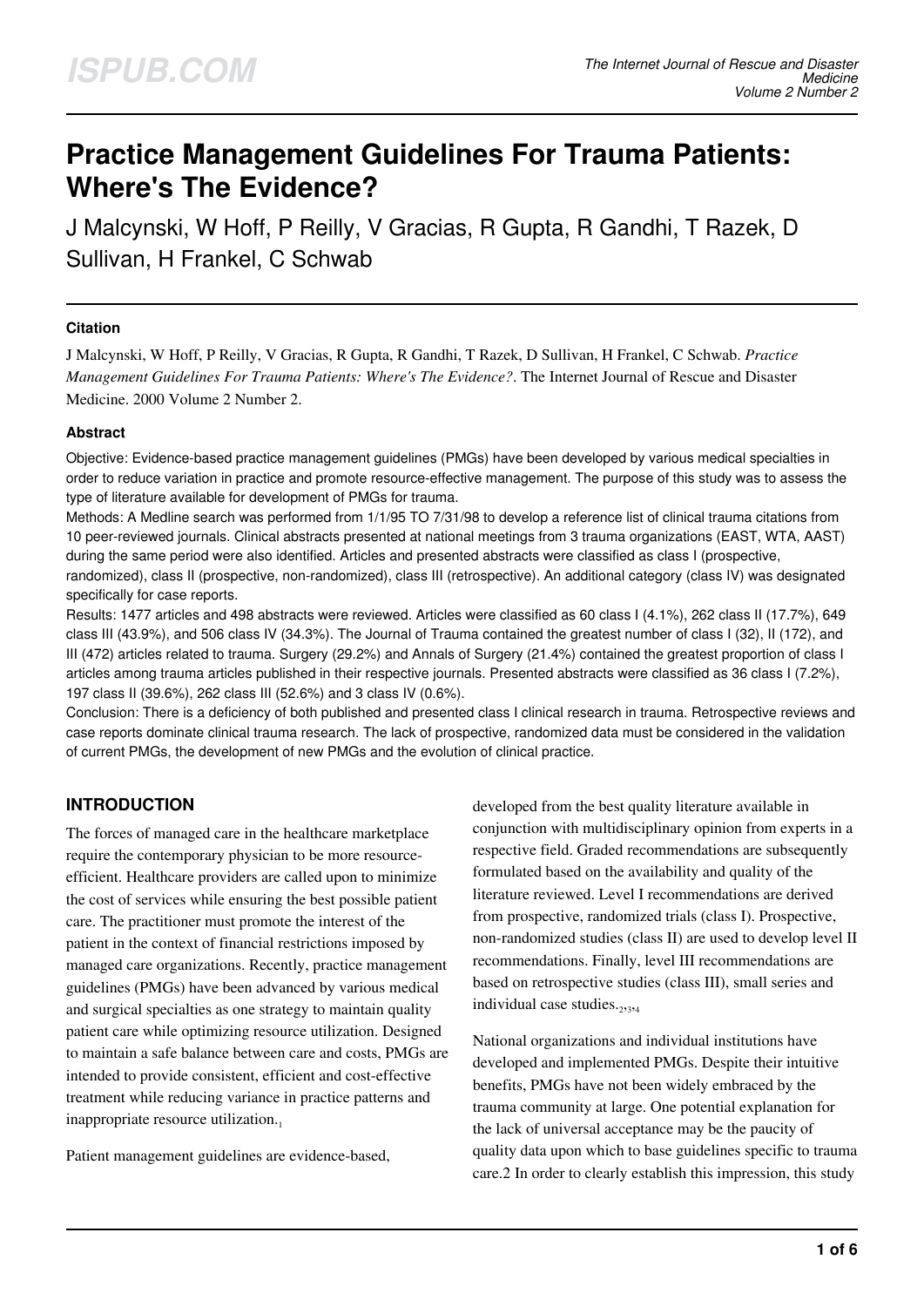# Practice Management Guidelines For Trauma Patients: Where's The Evidence?

J Malcynski, W Hoff, P Reilly, V Gracias, R Gupta, R Gandhi, T Razek, D Sullivan, H Frankel, C Schwab

### Citation

J Malcynski, W Hoff, P Reilly, V Gracias, R Gupta, R Gandhi, T Razek, D Sullivan, H Frankel, C Schwab. *Practice Management Guidelines For Trauma Patients: Where's The Evidence?*. The Internet Journal of Rescue and Disaster Medicine. 2000 Volume 2 Number 2.

### Abstract

Objective: Evidence-based practice management guidelines (PMGs) have been developed by various medical specialties in order to reduce variation in practice and promote resource-effective management. The purpose of this study was to assess the type of literature available for development of PMGs for trauma.

Methods: A Medline search was performed from 1/1/95 TO 7/31/98 to develop a reference list of clinical trauma citations from 10 peer-reviewed journals. Clinical abstracts presented at national meetings from 3 trauma organizations (EAST, WTA, AAST) during the same period were also identified. Articles and presented abstracts were classified as class I (prospective, randomized), class II (prospective, non-randomized), class III (retrospective). An additional category (class IV) was designated specifically for case reports.

Results: 1477 articles and 498 abstracts were reviewed. Articles were classified as 60 class I (4.1%), 262 class II (17.7%), 649 class III (43.9%), and 506 class IV (34.3%). The Journal of Trauma contained the greatest number of class I (32), II (172), and III (472) articles related to trauma. Surgery (29.2%) and Annals of Surgery (21.4%) contained the greatest proportion of class I articles among trauma articles published in their respective journals. Presented abstracts were classified as 36 class I (7.2%), 197 class II (39.6%), 262 class III (52.6%) and 3 class IV (0.6%).

Conclusion: There is a deficiency of both published and presented class I clinical research in trauma. Retrospective reviews and case reports dominate clinical trauma research. The lack of prospective, randomized data must be considered in the validation of current PMGs, the development of new PMGs and the evolution of clinical practice.

## INTRODUCTION

The forces of managed care in the healthcare marketplace require the contemporary physician to be more resource-efficient. Healthcare providers are called upon to minimize the cost of services while ensuring the best possible patient care. The practitioner must promote the interest of the patient in the context of financial restrictions imposed by managed care organizations. Recently, practice management guidelines (PMGs) have been advanced by various medical and surgical specialties as one strategy to maintain quality patient care while optimizing resource utilization. Designed to maintain a safe balance between care and costs, PMGs are intended to provide consistent, efficient and cost-effective treatment while reducing variance in practice patterns and inappropriate resource utilization.[1]

Patient management guidelines are evidence-based, developed from the best quality literature available in conjunction with multidisciplinary opinion from experts in a respective field. Graded recommendations are subsequently formulated based on the availability and quality of the literature reviewed. Level I recommendations are derived from prospective, randomized trials (class I). Prospective, non-randomized studies (class II) are used to develop level II recommendations. Finally, level III recommendations are based on retrospective studies (class III), small series and individual case studies.[2,3,4]

National organizations and individual institutions have developed and implemented PMGs. Despite their intuitive benefits, PMGs have not been widely embraced by the trauma community at large. One potential explanation for the lack of universal acceptance may be the paucity of quality data upon which to base guidelines specific to trauma care.2 In order to clearly establish this impression, this study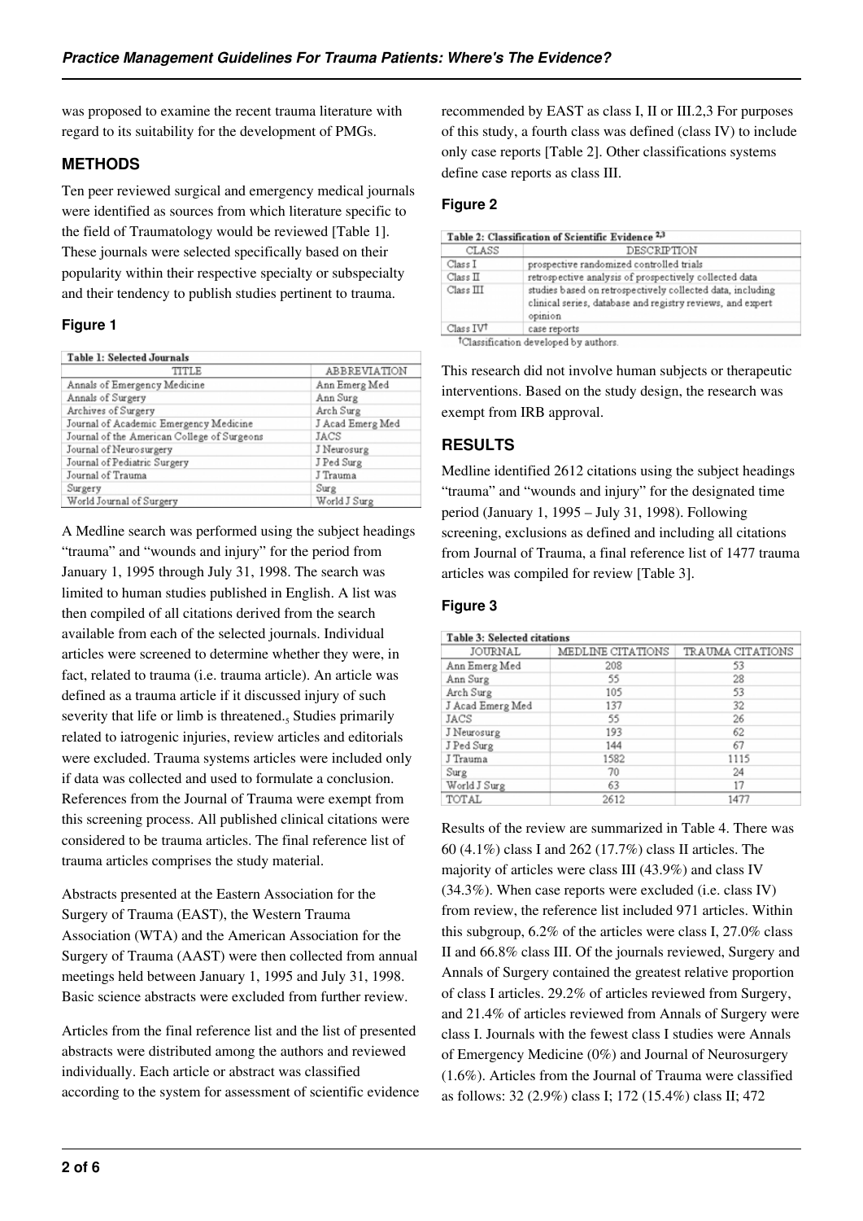was proposed to examine the recent trauma literature with regard to its suitability for the development of PMGs.

## METHODS

Ten peer reviewed surgical and emergency medical journals were identified as sources from which literature specific to the field of Traumatology would be reviewed [Table 1]. These journals were selected specifically based on their popularity within their respective specialty or subspecialty and their tendency to publish studies pertinent to trauma.

### Figure 1

| Table 1: Selected Journals | |
|---|---|
| TITLE | ABBREVIATION |
| Annals of Emergency Medicine | Ann Emerg Med |
| Annals of Surgery | Ann Surg |
| Archives of Surgery | Arch Surg |
| Journal of Academic Emergency Medicine | J Acad Emerg Med |
| Journal of the American College of Surgeons | JACS |
| Journal of Neurosurgery | J Neurosurg |
| Journal of Pediatric Surgery | J Ped Surg |
| Journal of Trauma | J Trauma |
| Surgery | Surg |
| World Journal of Surgery | World J Surg |

A Medline search was performed using the subject headings "trauma" and "wounds and injury" for the period from January 1, 1995 through July 31, 1998. The search was limited to human studies published in English. A list was then compiled of all citations derived from the search available from each of the selected journals. Individual articles were screened to determine whether they were, in fact, related to trauma (i.e. trauma article). An article was defined as a trauma article if it discussed injury of such severity that life or limb is threatened.[5] Studies primarily related to iatrogenic injuries, review articles and editorials were excluded. Trauma systems articles were included only if data was collected and used to formulate a conclusion. References from the Journal of Trauma were exempt from this screening process. All published clinical citations were considered to be trauma articles. The final reference list of trauma articles comprises the study material.

Abstracts presented at the Eastern Association for the Surgery of Trauma (EAST), the Western Trauma Association (WTA) and the American Association for the Surgery of Trauma (AAST) were then collected from annual meetings held between January 1, 1995 and July 31, 1998. Basic science abstracts were excluded from further review.

Articles from the final reference list and the list of presented abstracts were distributed among the authors and reviewed individually. Each article or abstract was classified according to the system for assessment of scientific evidence recommended by EAST as class I, II or III.[2,3] For purposes of this study, a fourth class was defined (class IV) to include only case reports [Table 2]. Other classifications systems define case reports as class III.

### Figure 2

| Table 2: Classification of Scientific Evidence [2,3] | |
|---|---|
| CLASS | DESCRIPTION |
| Class I | prospective randomized controlled trials |
| Class II | retrospective analysis of prospectively collected data |
| Class III | studies based on retrospectively collected data, including clinical series, database and registry reviews, and expert opinion |
| Class IV† | case reports |

†Classification developed by authors.

This research did not involve human subjects or therapeutic interventions. Based on the study design, the research was exempt from IRB approval.

## RESULTS

Medline identified 2612 citations using the subject headings "trauma" and "wounds and injury" for the designated time period (January 1, 1995 – July 31, 1998). Following screening, exclusions as defined and including all citations from Journal of Trauma, a final reference list of 1477 trauma articles was compiled for review [Table 3].

### Figure 3

| Table 3: Selected citations | | |
|---|---|---|
| JOURNAL | MEDLINE CITATIONS | TRAUMA CITATIONS |
| Ann Emerg Med | 208 | 53 |
| Ann Surg | 55 | 28 |
| Arch Surg | 105 | 53 |
| J Acad Emerg Med | 137 | 32 |
| JACS | 55 | 26 |
| J Neurosurg | 193 | 62 |
| J Ped Surg | 144 | 67 |
| J Trauma | 1582 | 1115 |
| Surg | 70 | 24 |
| World J Surg | 63 | 17 |
| TOTAL | 2612 | 1477 |

Results of the review are summarized in Table 4. There was 60 (4.1%) class I and 262 (17.7%) class II articles. The majority of articles were class III (43.9%) and class IV (34.3%). When case reports were excluded (i.e. class IV) from review, the reference list included 971 articles. Within this subgroup, 6.2% of the articles were class I, 27.0% class II and 66.8% class III. Of the journals reviewed, Surgery and Annals of Surgery contained the greatest relative proportion of class I articles. 29.2% of articles reviewed from Surgery, and 21.4% of articles reviewed from Annals of Surgery were class I. Journals with the fewest class I studies were Annals of Emergency Medicine (0%) and Journal of Neurosurgery (1.6%). Articles from the Journal of Trauma were classified as follows: 32 (2.9%) class I; 172 (15.4%) class II; 472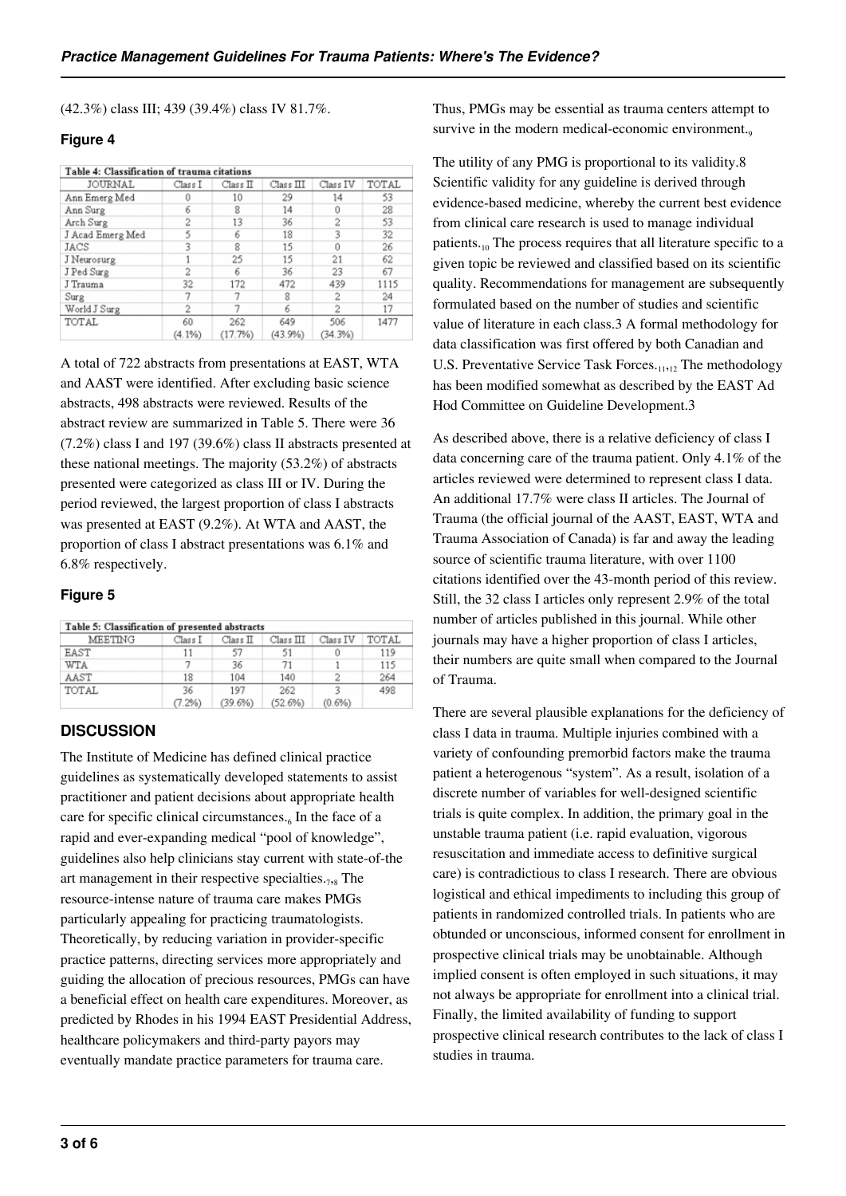(42.3%) class III; 439 (39.4%) class IV 81.7%.

### Figure 4

Table 4: Classification of trauma citations

| JOURNAL | Class I | Class II | Class III | Class IV | TOTAL |
|---|---|---|---|---|---|
| Ann Emerg Med | 0 | 10 | 29 | 14 | 53 |
| Ann Surg | 6 | 8 | 14 | 0 | 28 |
| Arch Surg | 2 | 13 | 36 | 2 | 53 |
| J Acad Emerg Med | 5 | 6 | 18 | 3 | 32 |
| JACS | 3 | 8 | 15 | 0 | 26 |
| J Neurosurg | 1 | 25 | 15 | 21 | 62 |
| J Ped Surg | 2 | 6 | 36 | 23 | 67 |
| J Trauma | 32 | 172 | 472 | 439 | 1115 |
| Surg | 7 | 7 | 8 | 2 | 24 |
| World J Surg | 2 | 7 | 6 | 2 | 17 |
| TOTAL | 60 (4.1%) | 262 (17.7%) | 649 (43.9%) | 506 (34.3%) | 1477 |

A total of 722 abstracts from presentations at EAST, WTA and AAST were identified. After excluding basic science abstracts, 498 abstracts were reviewed. Results of the abstract review are summarized in Table 5. There were 36 (7.2%) class I and 197 (39.6%) class II abstracts presented at these national meetings. The majority (53.2%) of abstracts presented were categorized as class III or IV. During the period reviewed, the largest proportion of class I abstracts was presented at EAST (9.2%). At WTA and AAST, the proportion of class I abstract presentations was 6.1% and 6.8% respectively.

### Figure 5

Table 5: Classification of presented abstracts

| MEETING | Class I | Class II | Class III | Class IV | TOTAL |
|---|---|---|---|---|---|
| EAST | 11 | 57 | 51 | 0 | 119 |
| WTA | 7 | 36 | 71 | 1 | 115 |
| AAST | 18 | 104 | 140 | 2 | 264 |
| TOTAL | 36 (7.2%) | 197 (39.6%) | 262 (52.6%) | 3 (0.6%) | 498 |

## DISCUSSION

The Institute of Medicine has defined clinical practice guidelines as systematically developed statements to assist practitioner and patient decisions about appropriate health care for specific clinical circumstances.[6] In the face of a rapid and ever-expanding medical "pool of knowledge", guidelines also help clinicians stay current with state-of-the art management in their respective specialties.[7,8] The resource-intense nature of trauma care makes PMGs particularly appealing for practicing traumatologists. Theoretically, by reducing variation in provider-specific practice patterns, directing services more appropriately and guiding the allocation of precious resources, PMGs can have a beneficial effect on health care expenditures. Moreover, as predicted by Rhodes in his 1994 EAST Presidential Address, healthcare policymakers and third-party payors may eventually mandate practice parameters for trauma care. Thus, PMGs may be essential as trauma centers attempt to survive in the modern medical-economic environment.[9]

The utility of any PMG is proportional to its validity.8 Scientific validity for any guideline is derived through evidence-based medicine, whereby the current best evidence from clinical care research is used to manage individual patients.[10] The process requires that all literature specific to a given topic be reviewed and classified based on its scientific quality. Recommendations for management are subsequently formulated based on the number of studies and scientific value of literature in each class.3 A formal methodology for data classification was first offered by both Canadian and U.S. Preventative Service Task Forces.[11,12] The methodology has been modified somewhat as described by the EAST Ad Hod Committee on Guideline Development.3

As described above, there is a relative deficiency of class I data concerning care of the trauma patient. Only 4.1% of the articles reviewed were determined to represent class I data. An additional 17.7% were class II articles. The Journal of Trauma (the official journal of the AAST, EAST, WTA and Trauma Association of Canada) is far and away the leading source of scientific trauma literature, with over 1100 citations identified over the 43-month period of this review. Still, the 32 class I articles only represent 2.9% of the total number of articles published in this journal. While other journals may have a higher proportion of class I articles, their numbers are quite small when compared to the Journal of Trauma.

There are several plausible explanations for the deficiency of class I data in trauma. Multiple injuries combined with a variety of confounding premorbid factors make the trauma patient a heterogenous "system". As a result, isolation of a discrete number of variables for well-designed scientific trials is quite complex. In addition, the primary goal in the unstable trauma patient (i.e. rapid evaluation, vigorous resuscitation and immediate access to definitive surgical care) is contradictious to class I research. There are obvious logistical and ethical impediments to including this group of patients in randomized controlled trials. In patients who are obtunded or unconscious, informed consent for enrollment in prospective clinical trials may be unobtainable. Although implied consent is often employed in such situations, it may not always be appropriate for enrollment into a clinical trial. Finally, the limited availability of funding to support prospective clinical research contributes to the lack of class I studies in trauma.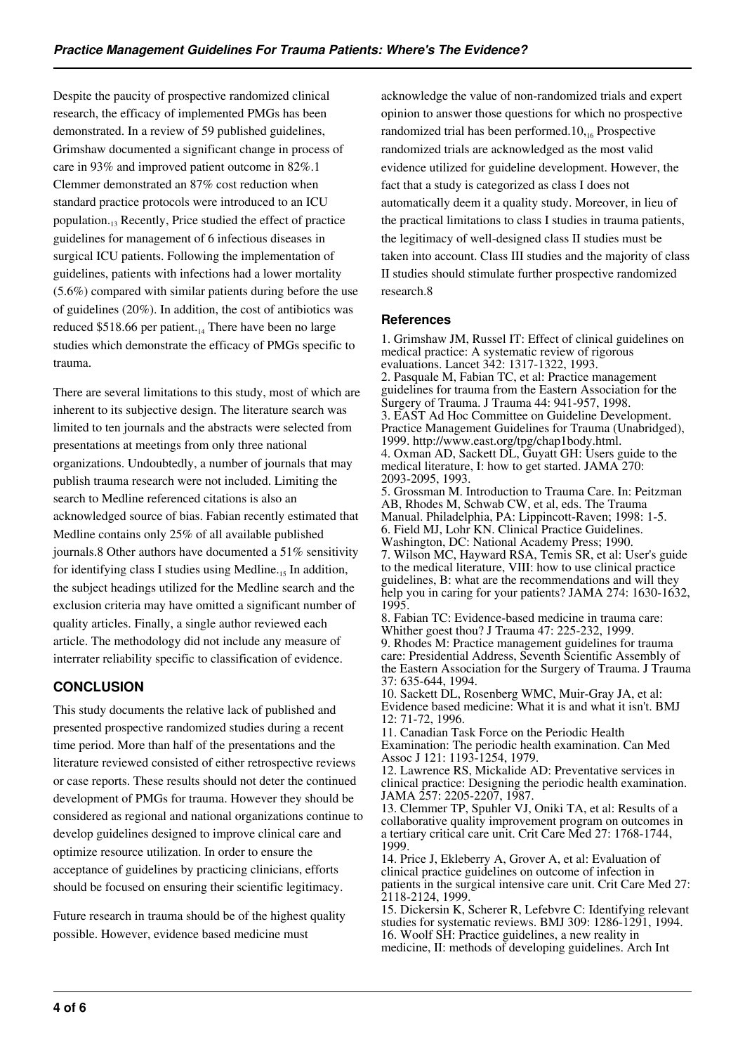Despite the paucity of prospective randomized clinical research, the efficacy of implemented PMGs has been demonstrated. In a review of 59 published guidelines, Grimshaw documented a significant change in process of care in 93% and improved patient outcome in 82%.1 Clemmer demonstrated an 87% cost reduction when standard practice protocols were introduced to an ICU population.[13] Recently, Price studied the effect of practice guidelines for management of 6 infectious diseases in surgical ICU patients. Following the implementation of guidelines, patients with infections had a lower mortality (5.6%) compared with similar patients during before the use of guidelines (20%). In addition, the cost of antibiotics was reduced $518.66 per patient.[14] There have been no large studies which demonstrate the efficacy of PMGs specific to trauma.

There are several limitations to this study, most of which are inherent to its subjective design. The literature search was limited to ten journals and the abstracts were selected from presentations at meetings from only three national organizations. Undoubtedly, a number of journals that may publish trauma research were not included. Limiting the search to Medline referenced citations is also an acknowledged source of bias. Fabian recently estimated that Medline contains only 25% of all available published journals.8 Other authors have documented a 51% sensitivity for identifying class I studies using Medline.[15] In addition, the subject headings utilized for the Medline search and the exclusion criteria may have omitted a significant number of quality articles. Finally, a single author reviewed each article. The methodology did not include any measure of interrater reliability specific to classification of evidence.

## CONCLUSION

This study documents the relative lack of published and presented prospective randomized studies during a recent time period. More than half of the presentations and the literature reviewed consisted of either retrospective reviews or case reports. These results should not deter the continued development of PMGs for trauma. However they should be considered as regional and national organizations continue to develop guidelines designed to improve clinical care and optimize resource utilization. In order to ensure the acceptance of guidelines by practicing clinicians, efforts should be focused on ensuring their scientific legitimacy.

Future research in trauma should be of the highest quality possible. However, evidence based medicine must acknowledge the value of non-randomized trials and expert opinion to answer those questions for which no prospective randomized trial has been performed.10,[16] Prospective randomized trials are acknowledged as the most valid evidence utilized for guideline development. However, the fact that a study is categorized as class I does not automatically deem it a quality study. Moreover, in lieu of the practical limitations to class I studies in trauma patients, the legitimacy of well-designed class II studies must be taken into account. Class III studies and the majority of class II studies should stimulate further prospective randomized research.8

## References

1. Grimshaw JM, Russel IT: Effect of clinical guidelines on medical practice: A systematic review of rigorous evaluations. Lancet 342: 1317-1322, 1993.
2. Pasquale M, Fabian TC, et al: Practice management guidelines for trauma from the Eastern Association for the Surgery of Trauma. J Trauma 44: 941-957, 1998.
3. EAST Ad Hoc Committee on Guideline Development. Practice Management Guidelines for Trauma (Unabridged), 1999. http://www.east.org/tpg/chap1body.html.
4. Oxman AD, Sackett DL, Guyatt GH: Users guide to the medical literature, I: how to get started. JAMA 270: 2093-2095, 1993.
5. Grossman M. Introduction to Trauma Care. In: Peitzman AB, Rhodes M, Schwab CW, et al, eds. The Trauma Manual. Philadelphia, PA: Lippincott-Raven; 1998: 1-5.
6. Field MJ, Lohr KN. Clinical Practice Guidelines. Washington, DC: National Academy Press; 1990.
7. Wilson MC, Hayward RSA, Temis SR, et al: User's guide to the medical literature, VIII: how to use clinical practice guidelines, B: what are the recommendations and will they help you in caring for your patients? JAMA 274: 1630-1632, 1995.
8. Fabian TC: Evidence-based medicine in trauma care: Whither goest thou? J Trauma 47: 225-232, 1999.
9. Rhodes M: Practice management guidelines for trauma care: Presidential Address, Seventh Scientific Assembly of the Eastern Association for the Surgery of Trauma. J Trauma 37: 635-644, 1994.
10. Sackett DL, Rosenberg WMC, Muir-Gray JA, et al: Evidence based medicine: What it is and what it isn't. BMJ 12: 71-72, 1996.
11. Canadian Task Force on the Periodic Health Examination: The periodic health examination. Can Med Assoc J 121: 1193-1254, 1979.
12. Lawrence RS, Mickalide AD: Preventative services in clinical practice: Designing the periodic health examination. JAMA 257: 2205-2207, 1987.
13. Clemmer TP, Spuhler VJ, Oniki TA, et al: Results of a collaborative quality improvement program on outcomes in a tertiary critical care unit. Crit Care Med 27: 1768-1744, 1999.
14. Price J, Ekleberry A, Grover A, et al: Evaluation of clinical practice guidelines on outcome of infection in patients in the surgical intensive care unit. Crit Care Med 27: 2118-2124, 1999.
15. Dickersin K, Scherer R, Lefebvre C: Identifying relevant studies for systematic reviews. BMJ 309: 1286-1291, 1994.
16. Woolf SH: Practice guidelines, a new reality in medicine, II: methods of developing guidelines. Arch Int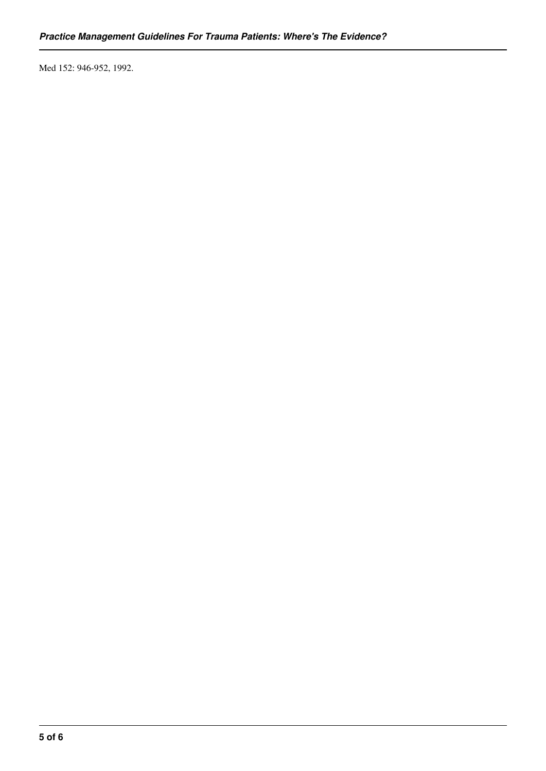Med 152: 946-952, 1992.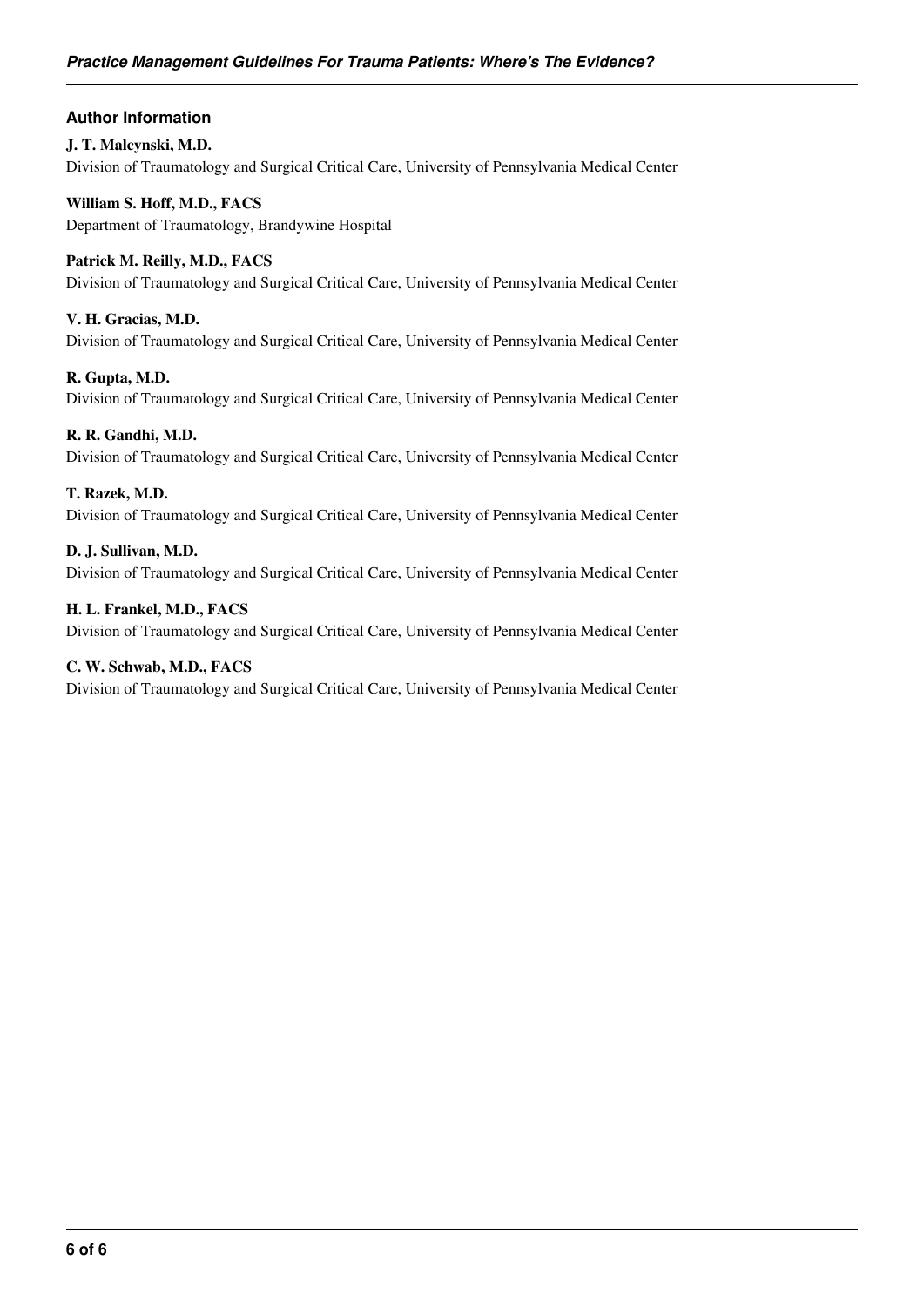## Author Information

**J. T. Malcynski, M.D.**
Division of Traumatology and Surgical Critical Care, University of Pennsylvania Medical Center

**William S. Hoff, M.D., FACS**
Department of Traumatology, Brandywine Hospital

**Patrick M. Reilly, M.D., FACS**
Division of Traumatology and Surgical Critical Care, University of Pennsylvania Medical Center

**V. H. Gracias, M.D.**
Division of Traumatology and Surgical Critical Care, University of Pennsylvania Medical Center

**R. Gupta, M.D.**
Division of Traumatology and Surgical Critical Care, University of Pennsylvania Medical Center

**R. R. Gandhi, M.D.**
Division of Traumatology and Surgical Critical Care, University of Pennsylvania Medical Center

**T. Razek, M.D.**
Division of Traumatology and Surgical Critical Care, University of Pennsylvania Medical Center

**D. J. Sullivan, M.D.**
Division of Traumatology and Surgical Critical Care, University of Pennsylvania Medical Center

**H. L. Frankel, M.D., FACS**
Division of Traumatology and Surgical Critical Care, University of Pennsylvania Medical Center

**C. W. Schwab, M.D., FACS**
Division of Traumatology and Surgical Critical Care, University of Pennsylvania Medical Center